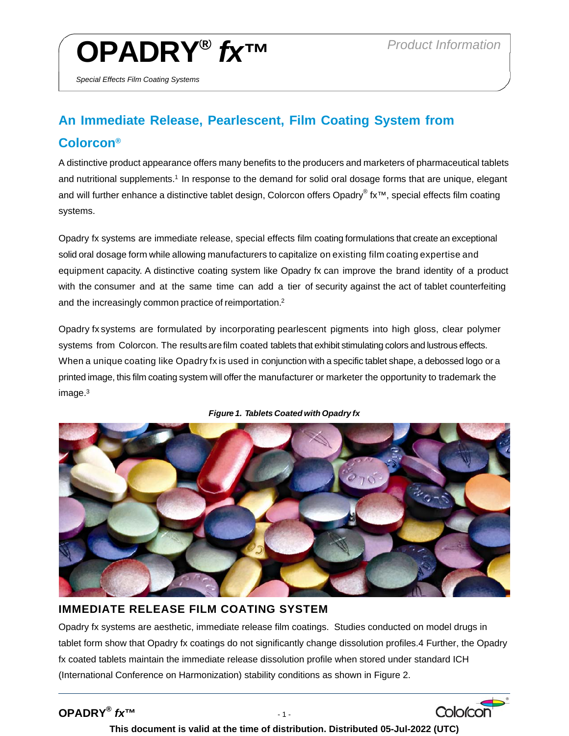# OPADRY® *fx*™

*Product Information*

*Special Effects Film Coating Systems*

## An Immediate Release, Pearlescent, Film Coating System from Colorcon®

A distinctive product appearance offers many benefits to the producers and marketers of pharmaceutical tablets and nutritional supplements.[1] In response to the demand for solid oral dosage forms that are unique, elegant and will further enhance a distinctive tablet design, Colorcon offers Opadry® fx™, special effects film coating systems.

Opadry fx systems are immediate release, special effects film coating formulations that create an exceptional solid oral dosage form while allowing manufacturers to capitalize on existing film coating expertise and equipment capacity. A distinctive coating system like Opadry fx can improve the brand identity of a product with the consumer and at the same time can add a tier of security against the act of tablet counterfeiting and the increasingly common practice of reimportation.[2]

Opadry fx systems are formulated by incorporating pearlescent pigments into high gloss, clear polymer systems from Colorcon. The results are film coated tablets that exhibit stimulating colors and lustrous effects. When a unique coating like Opadry fx is used in conjunction with a specific tablet shape, a debossed logo or a printed image, this film coating system will offer the manufacturer or marketer the opportunity to trademark the image.[3]

***Figure 1. Tablets Coated with Opadry fx***

### IMMEDIATE RELEASE FILM COATING SYSTEM

Opadry fx systems are aesthetic, immediate release film coatings. Studies conducted on model drugs in tablet form show that Opadry fx coatings do not significantly change dissolution profiles.4 Further, the Opadry fx coated tablets maintain the immediate release dissolution profile when stored under standard ICH (International Conference on Harmonization) stability conditions as shown in Figure 2.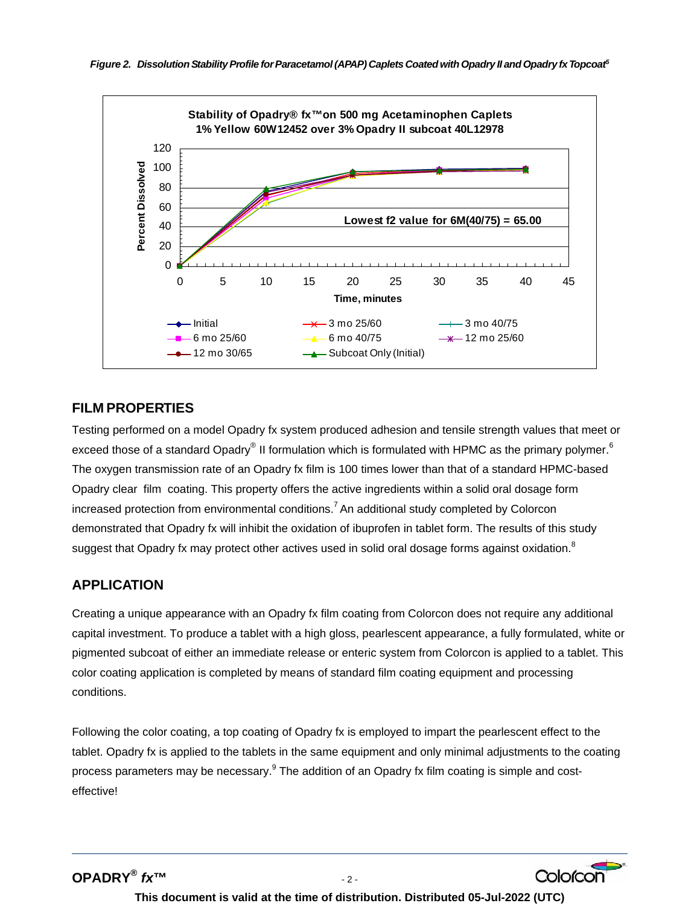*Figure 2. Dissolution Stability Profile for Paracetamol (APAP) Caplets Coated with Opadry II and Opadry fx Topcoat[5]*

## FILM PROPERTIES

Testing performed on a model Opadry fx system produced adhesion and tensile strength values that meet or exceed those of a standard Opadry® II formulation which is formulated with HPMC as the primary polymer.[6] The oxygen transmission rate of an Opadry fx film is 100 times lower than that of a standard HPMC-based Opadry clear film coating. This property offers the active ingredients within a solid oral dosage form increased protection from environmental conditions.[7] An additional study completed by Colorcon demonstrated that Opadry fx will inhibit the oxidation of ibuprofen in tablet form. The results of this study suggest that Opadry fx may protect other actives used in solid oral dosage forms against oxidation.[8]

## APPLICATION

Creating a unique appearance with an Opadry fx film coating from Colorcon does not require any additional capital investment. To produce a tablet with a high gloss, pearlescent appearance, a fully formulated, white or pigmented subcoat of either an immediate release or enteric system from Colorcon is applied to a tablet. This color coating application is completed by means of standard film coating equipment and processing conditions.

Following the color coating, a top coating of Opadry fx is employed to impart the pearlescent effect to the tablet. Opadry fx is applied to the tablets in the same equipment and only minimal adjustments to the coating process parameters may be necessary.[9] The addition of an Opadry fx film coating is simple and cost-effective!

**This document is valid at the time of distribution. Distributed 05-Jul-2022 (UTC)**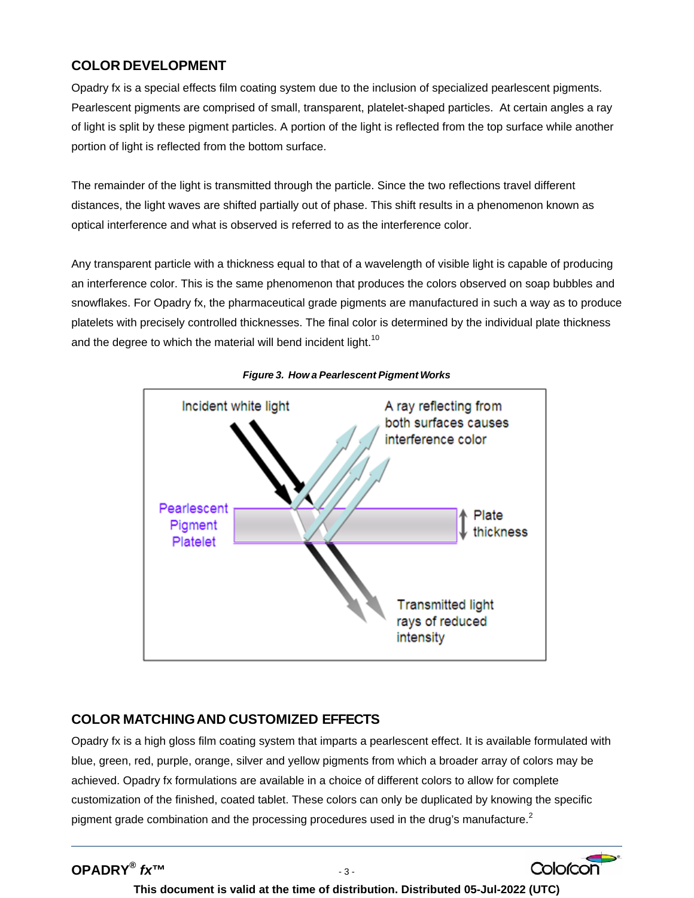## COLOR DEVELOPMENT

Opadry fx is a special effects film coating system due to the inclusion of specialized pearlescent pigments. Pearlescent pigments are comprised of small, transparent, platelet-shaped particles. At certain angles a ray of light is split by these pigment particles. A portion of the light is reflected from the top surface while another portion of light is reflected from the bottom surface.

The remainder of the light is transmitted through the particle. Since the two reflections travel different distances, the light waves are shifted partially out of phase. This shift results in a phenomenon known as optical interference and what is observed is referred to as the interference color.

Any transparent particle with a thickness equal to that of a wavelength of visible light is capable of producing an interference color. This is the same phenomenon that produces the colors observed on soap bubbles and snowflakes. For Opadry fx, the pharmaceutical grade pigments are manufactured in such a way as to produce platelets with precisely controlled thicknesses. The final color is determined by the individual plate thickness and the degree to which the material will bend incident light.[10]

***Figure 3. How a Pearlescent Pigment Works***

Incident white light

A ray reflecting from both surfaces causes interference color

Pearlescent Pigment Platelet

Plate thickness

Transmitted light rays of reduced intensity

## COLOR MATCHING AND CUSTOMIZED EFFECTS

Opadry fx is a high gloss film coating system that imparts a pearlescent effect. It is available formulated with blue, green, red, purple, orange, silver and yellow pigments from which a broader array of colors may be achieved. Opadry fx formulations are available in a choice of different colors to allow for complete customization of the finished, coated tablet. These colors can only be duplicated by knowing the specific pigment grade combination and the processing procedures used in the drug's manufacture.[2]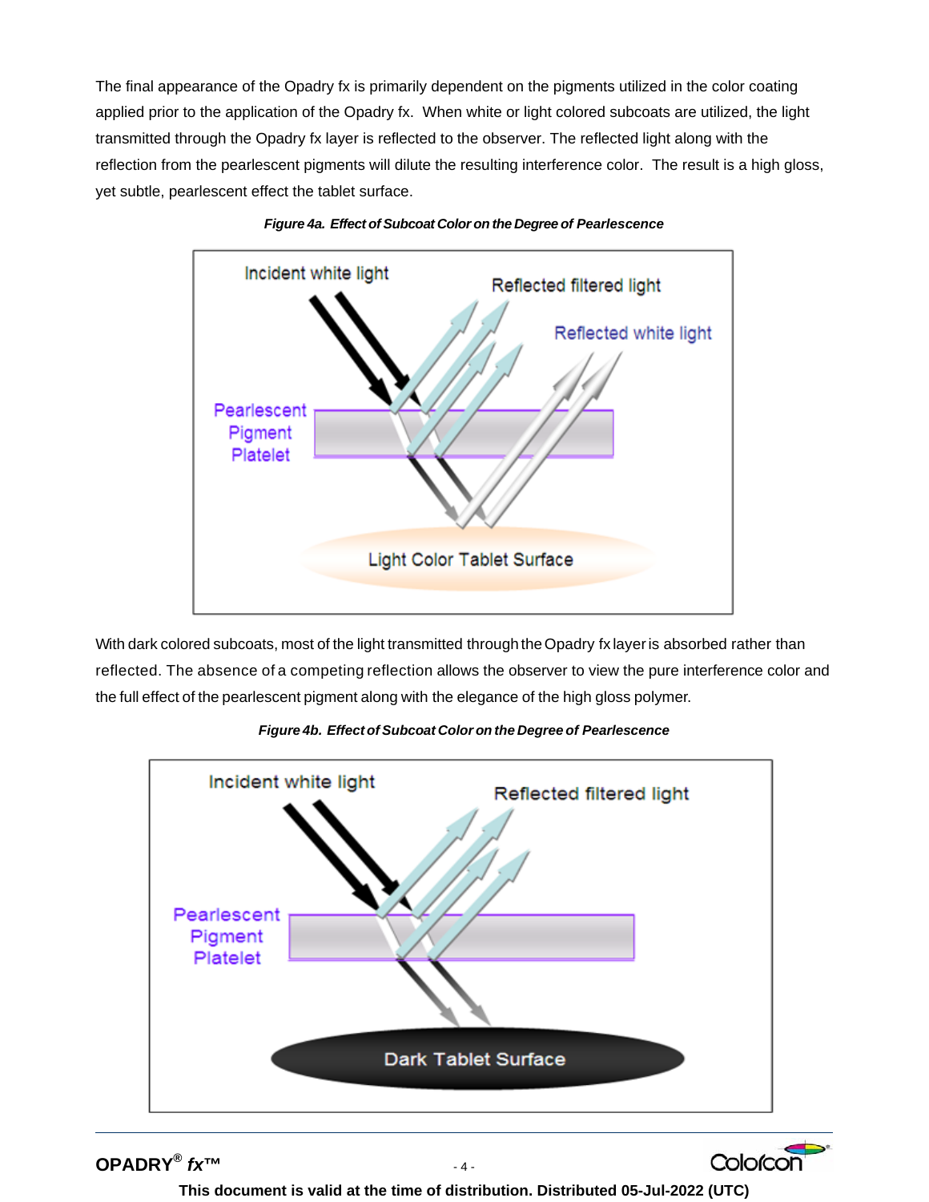The final appearance of the Opadry fx is primarily dependent on the pigments utilized in the color coating applied prior to the application of the Opadry fx. When white or light colored subcoats are utilized, the light transmitted through the Opadry fx layer is reflected to the observer. The reflected light along with the reflection from the pearlescent pigments will dilute the resulting interference color. The result is a high gloss, yet subtle, pearlescent effect the tablet surface.

***Figure 4a. Effect of Subcoat Color on the Degree of Pearlescence***

With dark colored subcoats, most of the light transmitted through the Opadry fx layer is absorbed rather than reflected. The absence of a competing reflection allows the observer to view the pure interference color and the full effect of the pearlescent pigment along with the elegance of the high gloss polymer.

***Figure 4b. Effect of Subcoat Color on the Degree of Pearlescence***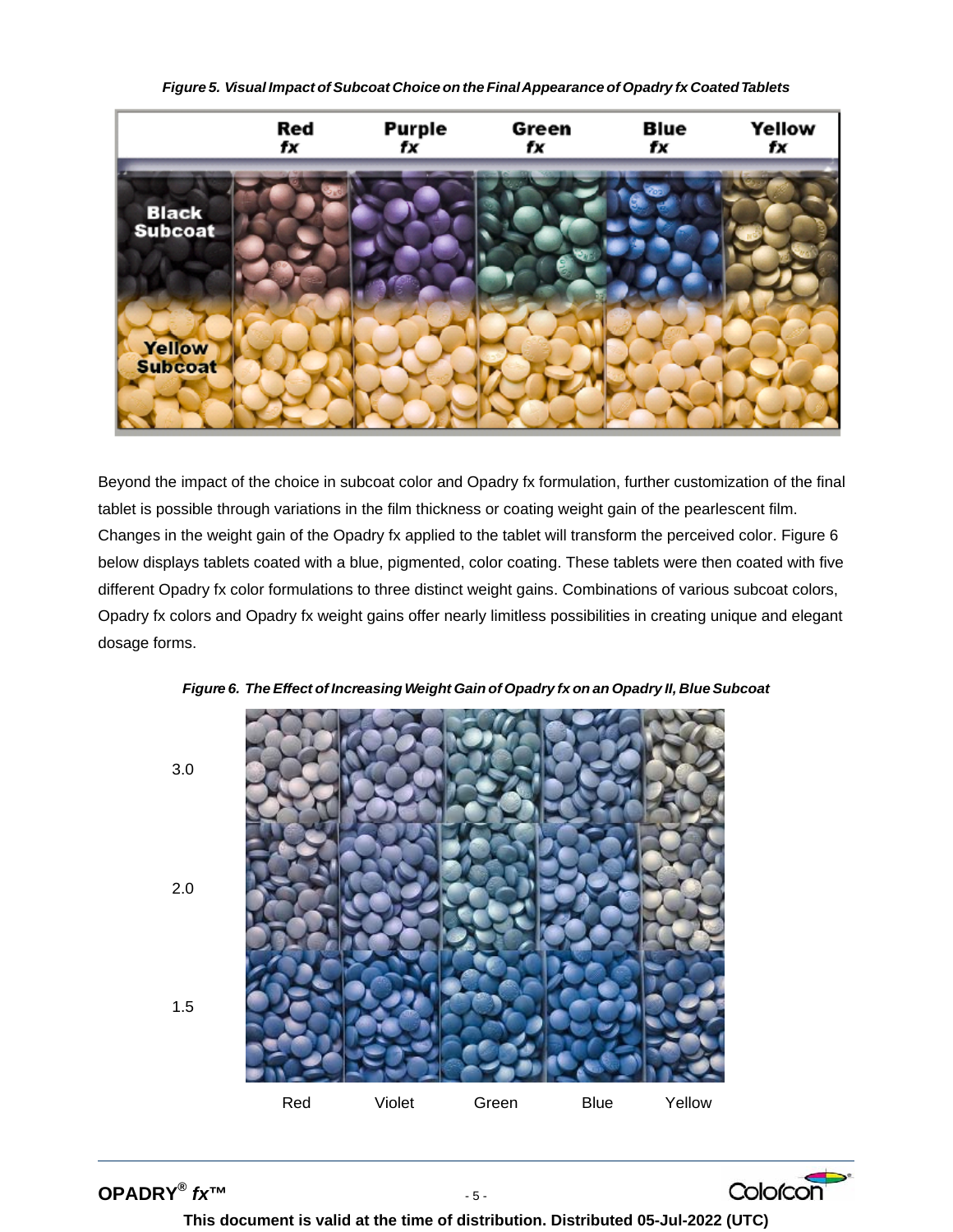*Figure 5. Visual Impact of Subcoat Choice on the Final Appearance of Opadry fx Coated Tablets*

Beyond the impact of the choice in subcoat color and Opadry fx formulation, further customization of the final tablet is possible through variations in the film thickness or coating weight gain of the pearlescent film. Changes in the weight gain of the Opadry fx applied to the tablet will transform the perceived color. Figure 6 below displays tablets coated with a blue, pigmented, color coating. These tablets were then coated with five different Opadry fx color formulations to three distinct weight gains. Combinations of various subcoat colors, Opadry fx colors and Opadry fx weight gains offer nearly limitless possibilities in creating unique and elegant dosage forms.

*Figure 6. The Effect of Increasing Weight Gain of Opadry fx on an Opadry II, Blue Subcoat*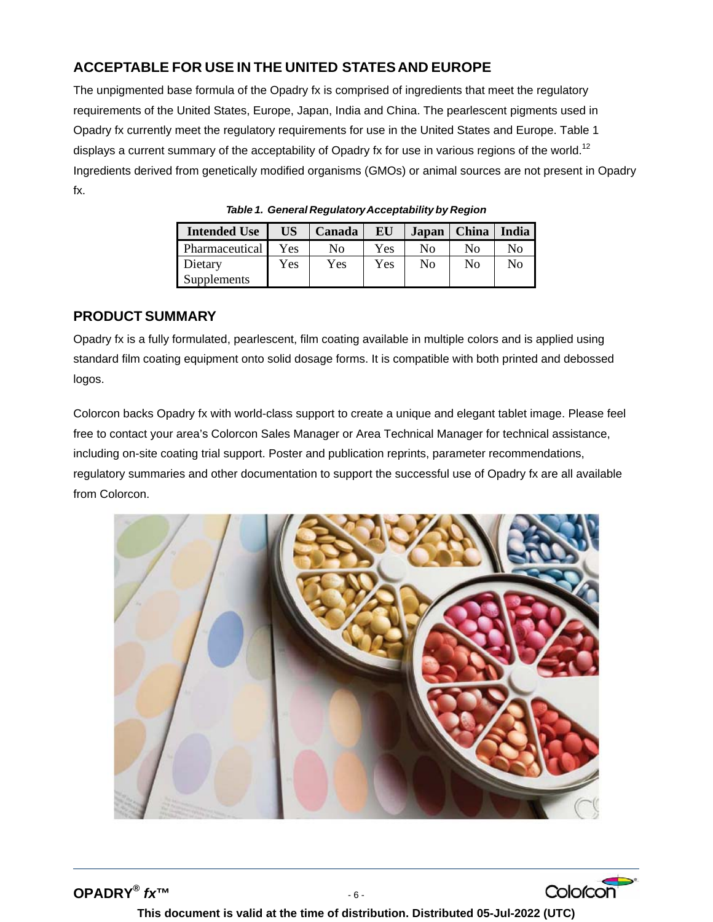## ACCEPTABLE FOR USE IN THE UNITED STATES AND EUROPE

The unpigmented base formula of the Opadry fx is comprised of ingredients that meet the regulatory requirements of the United States, Europe, Japan, India and China. The pearlescent pigments used in Opadry fx currently meet the regulatory requirements for use in the United States and Europe. Table 1 displays a current summary of the acceptability of Opadry fx for use in various regions of the world.[12] Ingredients derived from genetically modified organisms (GMOs) or animal sources are not present in Opadry fx.

***Table 1. General Regulatory Acceptability by Region***

| Intended Use | US | Canada | EU | Japan | China | India |
|---|---|---|---|---|---|---|
| Pharmaceutical | Yes | No | Yes | No | No | No |
| Dietary Supplements | Yes | Yes | Yes | No | No | No |

## PRODUCT SUMMARY

Opadry fx is a fully formulated, pearlescent, film coating available in multiple colors and is applied using standard film coating equipment onto solid dosage forms. It is compatible with both printed and debossed logos.

Colorcon backs Opadry fx with world-class support to create a unique and elegant tablet image. Please feel free to contact your area's Colorcon Sales Manager or Area Technical Manager for technical assistance, including on-site coating trial support. Poster and publication reprints, parameter recommendations, regulatory summaries and other documentation to support the successful use of Opadry fx are all available from Colorcon.

This document is valid at the time of distribution. Distributed 05-Jul-2022 (UTC)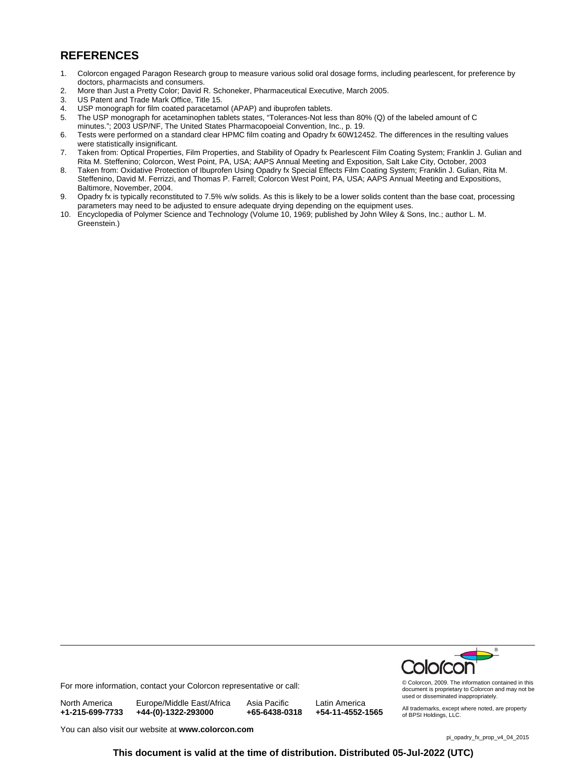## REFERENCES

1. Colorcon engaged Paragon Research group to measure various solid oral dosage forms, including pearlescent, for preference by doctors, pharmacists and consumers.
2. More than Just a Pretty Color; David R. Schoneker, Pharmaceutical Executive, March 2005.
3. US Patent and Trade Mark Office, Title 15.
4. USP monograph for film coated paracetamol (APAP) and ibuprofen tablets.
5. The USP monograph for acetaminophen tablets states, "Tolerances-Not less than 80% (Q) of the labeled amount of C minutes."; 2003 USP/NF, The United States Pharmacopoeial Convention, Inc., p. 19.
6. Tests were performed on a standard clear HPMC film coating and Opadry fx 60W12452. The differences in the resulting values were statistically insignificant.
7. Taken from: Optical Properties, Film Properties, and Stability of Opadry fx Pearlescent Film Coating System; Franklin J. Gulian and Rita M. Steffenino; Colorcon, West Point, PA, USA; AAPS Annual Meeting and Exposition, Salt Lake City, October, 2003
8. Taken from: Oxidative Protection of Ibuprofen Using Opadry fx Special Effects Film Coating System; Franklin J. Gulian, Rita M. Steffenino, David M. Ferrizzi, and Thomas P. Farrell; Colorcon West Point, PA, USA; AAPS Annual Meeting and Expositions, Baltimore, November, 2004.
9. Opadry fx is typically reconstituted to 7.5% w/w solids. As this is likely to be a lower solids content than the base coat, processing parameters may need to be adjusted to ensure adequate drying depending on the equipment uses.
10. Encyclopedia of Polymer Science and Technology (Volume 10, 1969; published by John Wiley & Sons, Inc.; author L. M. Greenstein.)

For more information, contact your Colorcon representative or call:

| North America | Europe/Middle East/Africa | Asia Pacific | Latin America |
|---|---|---|---|
| **+1-215-699-7733** | **+44-(0)-1322-293000** | **+65-6438-0318** | **+54-11-4552-1565** |

You can also visit our website at **www.colorcon.com**

© Colorcon, 2009. The information contained in this document is proprietary to Colorcon and may not be used or disseminated inappropriately.

All trademarks, except where noted, are property of BPSI Holdings, LLC.

pi_opadry_fx_prop_v4_04_2015

**This document is valid at the time of distribution. Distributed 05-Jul-2022 (UTC)**